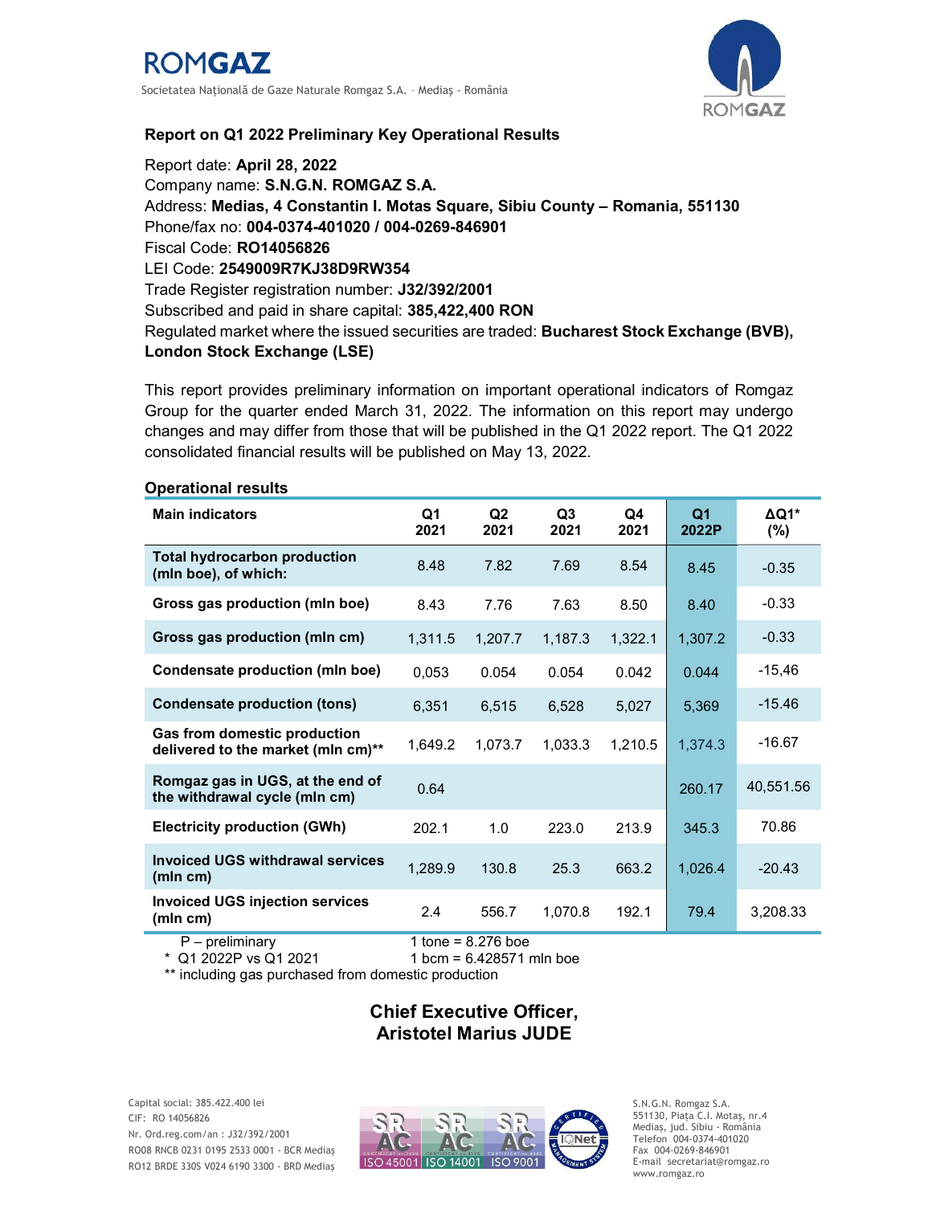# ROMGAZ

Societatea Națională de Gaze Naturale Romgaz S.A. – Mediaş - România

## Report on Q1 2022 Preliminary Key Operational Results

Report date: **April 28, 2022**
Company name: **S.N.G.N. ROMGAZ S.A.**
Address: **Medias, 4 Constantin I. Motas Square, Sibiu County – Romania, 551130**
Phone/fax no: **004-0374-401020 / 004-0269-846901**
Fiscal Code: **RO14056826**
LEI Code: **2549009R7KJ38D9RW354**
Trade Register registration number: **J32/392/2001**
Subscribed and paid in share capital: **385,422,400 RON**
Regulated market where the issued securities are traded: **Bucharest Stock Exchange (BVB), London Stock Exchange (LSE)**

This report provides preliminary information on important operational indicators of Romgaz Group for the quarter ended March 31, 2022. The information on this report may undergo changes and may differ from those that will be published in the Q1 2022 report. The Q1 2022 consolidated financial results will be published on May 13, 2022.

### Operational results

| Main indicators | Q1 2021 | Q2 2021 | Q3 2021 | Q4 2021 | Q1 2022P | ΔQ1* (%) |
|---|---|---|---|---|---|---|
| **Total hydrocarbon production (mln boe), of which:** | 8.48 | 7.82 | 7.69 | 8.54 | 8.45 | -0.35 |
| **Gross gas production (mln boe)** | 8.43 | 7.76 | 7.63 | 8.50 | 8.40 | -0.33 |
| **Gross gas production (mln cm)** | 1,311.5 | 1,207.7 | 1,187.3 | 1,322.1 | 1,307.2 | -0.33 |
| **Condensate production (mln boe)** | 0,053 | 0.054 | 0.054 | 0.042 | 0.044 | -15,46 |
| **Condensate production (tons)** | 6,351 | 6,515 | 6,528 | 5,027 | 5,369 | -15.46 |
| **Gas from domestic production delivered to the market (mln cm)**** | 1,649.2 | 1,073.7 | 1,033.3 | 1,210.5 | 1,374.3 | -16.67 |
| **Romgaz gas in UGS, at the end of the withdrawal cycle (mln cm)** | 0.64 | | | | 260.17 | 40,551.56 |
| **Electricity production (GWh)** | 202.1 | 1.0 | 223.0 | 213.9 | 345.3 | 70.86 |
| **Invoiced UGS withdrawal services (mln cm)** | 1,289.9 | 130.8 | 25.3 | 663.2 | 1,026.4 | -20.43 |
| **Invoiced UGS injection services (mln cm)** | 2.4 | 556.7 | 1,070.8 | 192.1 | 79.4 | 3,208.33 |

P – preliminary
\* Q1 2022P vs Q1 2021
** including gas purchased from domestic production

1 tone = 8.276 boe
1 bcm = 6.428571 mln boe

**Chief Executive Officer,**
**Aristotel Marius JUDE**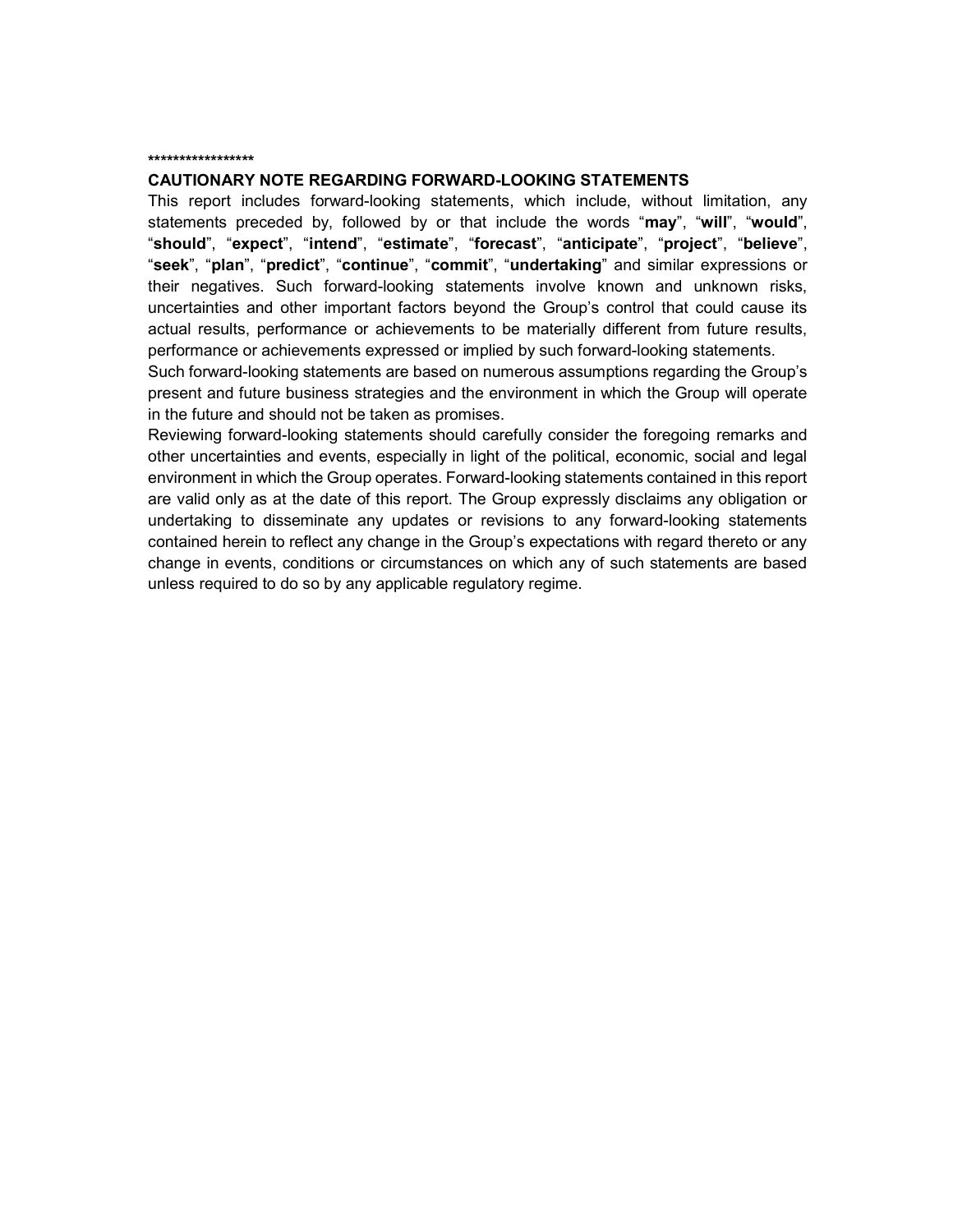*****************

**CAUTIONARY NOTE REGARDING FORWARD-LOOKING STATEMENTS**

This report includes forward-looking statements, which include, without limitation, any statements preceded by, followed by or that include the words "**may**", "**will**", "**would**", "**should**", "**expect**", "**intend**", "**estimate**", "**forecast**", "**anticipate**", "**project**", "**believe**", "**seek**", "**plan**", "**predict**", "**continue**", "**commit**", "**undertaking**" and similar expressions or their negatives. Such forward-looking statements involve known and unknown risks, uncertainties and other important factors beyond the Group's control that could cause its actual results, performance or achievements to be materially different from future results, performance or achievements expressed or implied by such forward-looking statements.

Such forward-looking statements are based on numerous assumptions regarding the Group's present and future business strategies and the environment in which the Group will operate in the future and should not be taken as promises.

Reviewing forward-looking statements should carefully consider the foregoing remarks and other uncertainties and events, especially in light of the political, economic, social and legal environment in which the Group operates. Forward-looking statements contained in this report are valid only as at the date of this report. The Group expressly disclaims any obligation or undertaking to disseminate any updates or revisions to any forward-looking statements contained herein to reflect any change in the Group's expectations with regard thereto or any change in events, conditions or circumstances on which any of such statements are based unless required to do so by any applicable regulatory regime.